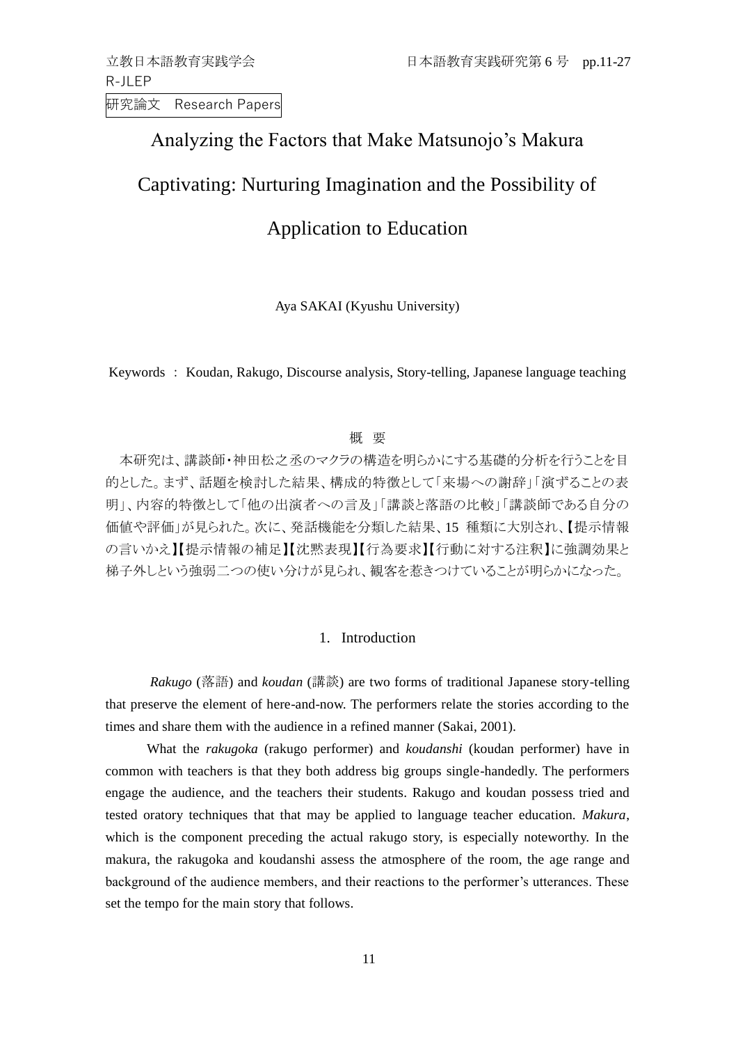立教日本語教育実践学会
R-JLEP

研究論文　Research Papers

# Analyzing the Factors that Make Matsunojo's Makura Captivating: Nurturing Imagination and the Possibility of Application to Education

Aya SAKAI (Kyushu University)

Keywords ： Koudan, Rakugo, Discourse analysis, Story-telling, Japanese language teaching

## 概　要

本研究は、講談師・神田松之丞のマクラの構造を明らかにする基礎的分析を行うことを目的とした。まず、話題を検討した結果、構成的特徴として「来場への謝辞」「演ずることの表明」、内容的特徴として「他の出演者への言及」「講談と落語の比較」「講談師である自分の価値や評価」が見られた。次に、発話機能を分類した結果、15 種類に大別され、【提示情報の言いかえ】【提示情報の補足】【沈黙表現】【行為要求】【行動に対する注釈】に強調効果と梯子外しという強弱二つの使い分けが見られ、観客を惹きつけていることが明らかになった。

## 1. Introduction

*Rakugo* (落語) and *koudan* (講談) are two forms of traditional Japanese story-telling that preserve the element of here-and-now. The performers relate the stories according to the times and share them with the audience in a refined manner (Sakai, 2001).

What the *rakugoka* (rakugo performer) and *koudanshi* (koudan performer) have in common with teachers is that they both address big groups single-handedly. The performers engage the audience, and the teachers their students. Rakugo and koudan possess tried and tested oratory techniques that that may be applied to language teacher education. *Makura*, which is the component preceding the actual rakugo story, is especially noteworthy. In the makura, the rakugoka and koudanshi assess the atmosphere of the room, the age range and background of the audience members, and their reactions to the performer's utterances. These set the tempo for the main story that follows.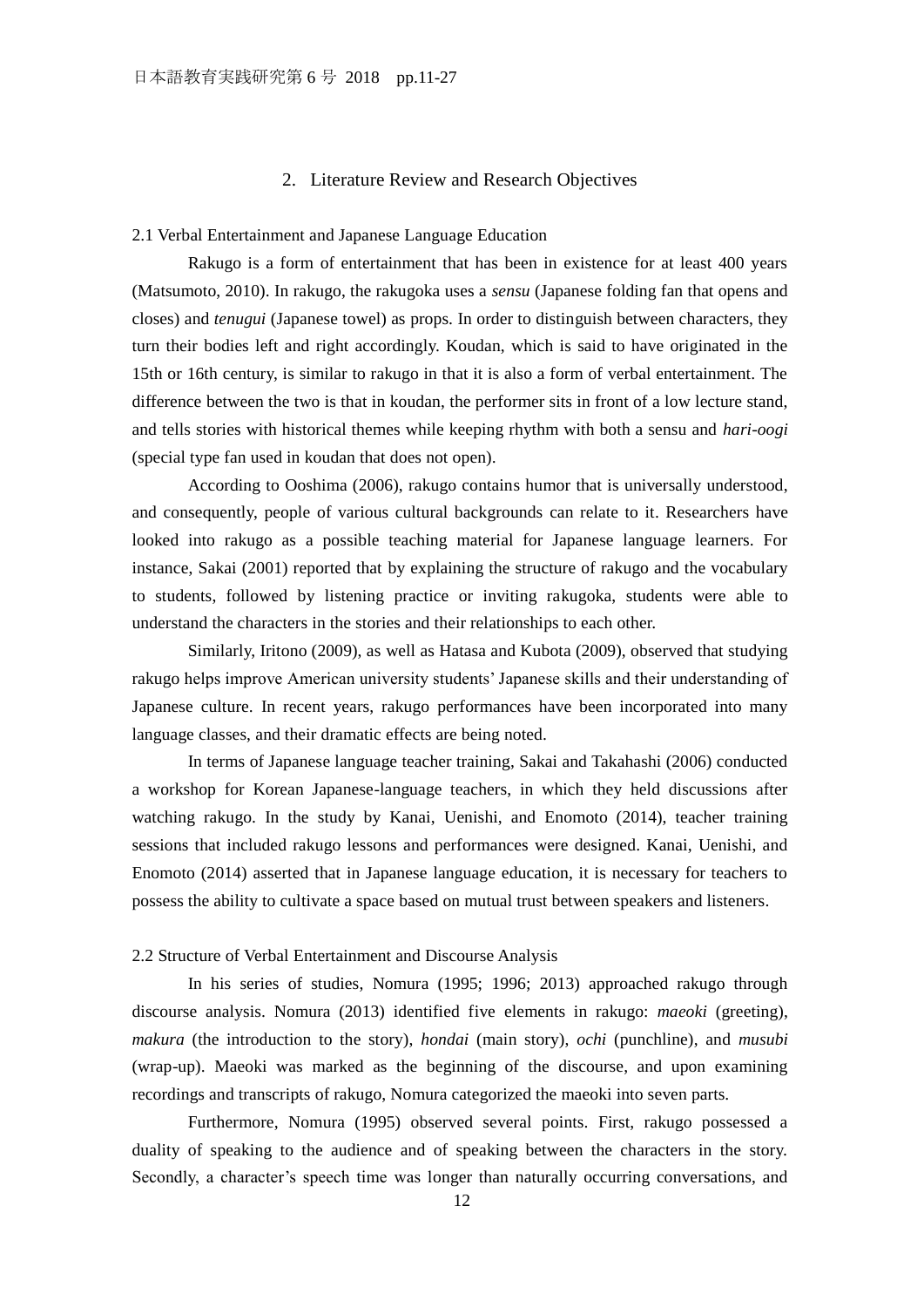## 2. Literature Review and Research Objectives

### 2.1 Verbal Entertainment and Japanese Language Education

Rakugo is a form of entertainment that has been in existence for at least 400 years (Matsumoto, 2010). In rakugo, the rakugoka uses a *sensu* (Japanese folding fan that opens and closes) and *tenugui* (Japanese towel) as props. In order to distinguish between characters, they turn their bodies left and right accordingly. Koudan, which is said to have originated in the 15th or 16th century, is similar to rakugo in that it is also a form of verbal entertainment. The difference between the two is that in koudan, the performer sits in front of a low lecture stand, and tells stories with historical themes while keeping rhythm with both a sensu and *hari-oogi* (special type fan used in koudan that does not open).

According to Ooshima (2006), rakugo contains humor that is universally understood, and consequently, people of various cultural backgrounds can relate to it. Researchers have looked into rakugo as a possible teaching material for Japanese language learners. For instance, Sakai (2001) reported that by explaining the structure of rakugo and the vocabulary to students, followed by listening practice or inviting rakugoka, students were able to understand the characters in the stories and their relationships to each other.

Similarly, Iritono (2009), as well as Hatasa and Kubota (2009), observed that studying rakugo helps improve American university students' Japanese skills and their understanding of Japanese culture. In recent years, rakugo performances have been incorporated into many language classes, and their dramatic effects are being noted.

In terms of Japanese language teacher training, Sakai and Takahashi (2006) conducted a workshop for Korean Japanese-language teachers, in which they held discussions after watching rakugo. In the study by Kanai, Uenishi, and Enomoto (2014), teacher training sessions that included rakugo lessons and performances were designed. Kanai, Uenishi, and Enomoto (2014) asserted that in Japanese language education, it is necessary for teachers to possess the ability to cultivate a space based on mutual trust between speakers and listeners.

### 2.2 Structure of Verbal Entertainment and Discourse Analysis

In his series of studies, Nomura (1995; 1996; 2013) approached rakugo through discourse analysis. Nomura (2013) identified five elements in rakugo: *maeoki* (greeting), *makura* (the introduction to the story), *hondai* (main story), *ochi* (punchline), and *musubi* (wrap-up). Maeoki was marked as the beginning of the discourse, and upon examining recordings and transcripts of rakugo, Nomura categorized the maeoki into seven parts.

Furthermore, Nomura (1995) observed several points. First, rakugo possessed a duality of speaking to the audience and of speaking between the characters in the story. Secondly, a character's speech time was longer than naturally occurring conversations, and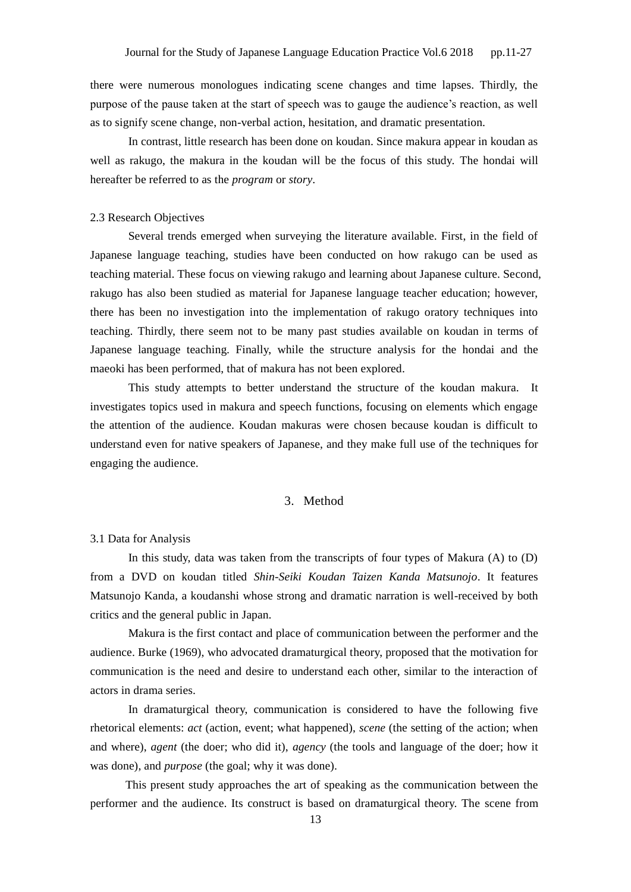there were numerous monologues indicating scene changes and time lapses. Thirdly, the purpose of the pause taken at the start of speech was to gauge the audience's reaction, as well as to signify scene change, non-verbal action, hesitation, and dramatic presentation.

In contrast, little research has been done on koudan. Since makura appear in koudan as well as rakugo, the makura in the koudan will be the focus of this study. The hondai will hereafter be referred to as the *program* or *story*.

### 2.3 Research Objectives

Several trends emerged when surveying the literature available. First, in the field of Japanese language teaching, studies have been conducted on how rakugo can be used as teaching material. These focus on viewing rakugo and learning about Japanese culture. Second, rakugo has also been studied as material for Japanese language teacher education; however, there has been no investigation into the implementation of rakugo oratory techniques into teaching. Thirdly, there seem not to be many past studies available on koudan in terms of Japanese language teaching. Finally, while the structure analysis for the hondai and the maeoki has been performed, that of makura has not been explored.

This study attempts to better understand the structure of the koudan makura. It investigates topics used in makura and speech functions, focusing on elements which engage the attention of the audience. Koudan makuras were chosen because koudan is difficult to understand even for native speakers of Japanese, and they make full use of the techniques for engaging the audience.

## 3. Method

### 3.1 Data for Analysis

In this study, data was taken from the transcripts of four types of Makura (A) to (D) from a DVD on koudan titled *Shin-Seiki Koudan Taizen Kanda Matsunojo*. It features Matsunojo Kanda, a koudanshi whose strong and dramatic narration is well-received by both critics and the general public in Japan.

Makura is the first contact and place of communication between the performer and the audience. Burke (1969), who advocated dramaturgical theory, proposed that the motivation for communication is the need and desire to understand each other, similar to the interaction of actors in drama series.

In dramaturgical theory, communication is considered to have the following five rhetorical elements: *act* (action, event; what happened), *scene* (the setting of the action; when and where), *agent* (the doer; who did it), *agency* (the tools and language of the doer; how it was done), and *purpose* (the goal; why it was done).

This present study approaches the art of speaking as the communication between the performer and the audience. Its construct is based on dramaturgical theory. The scene from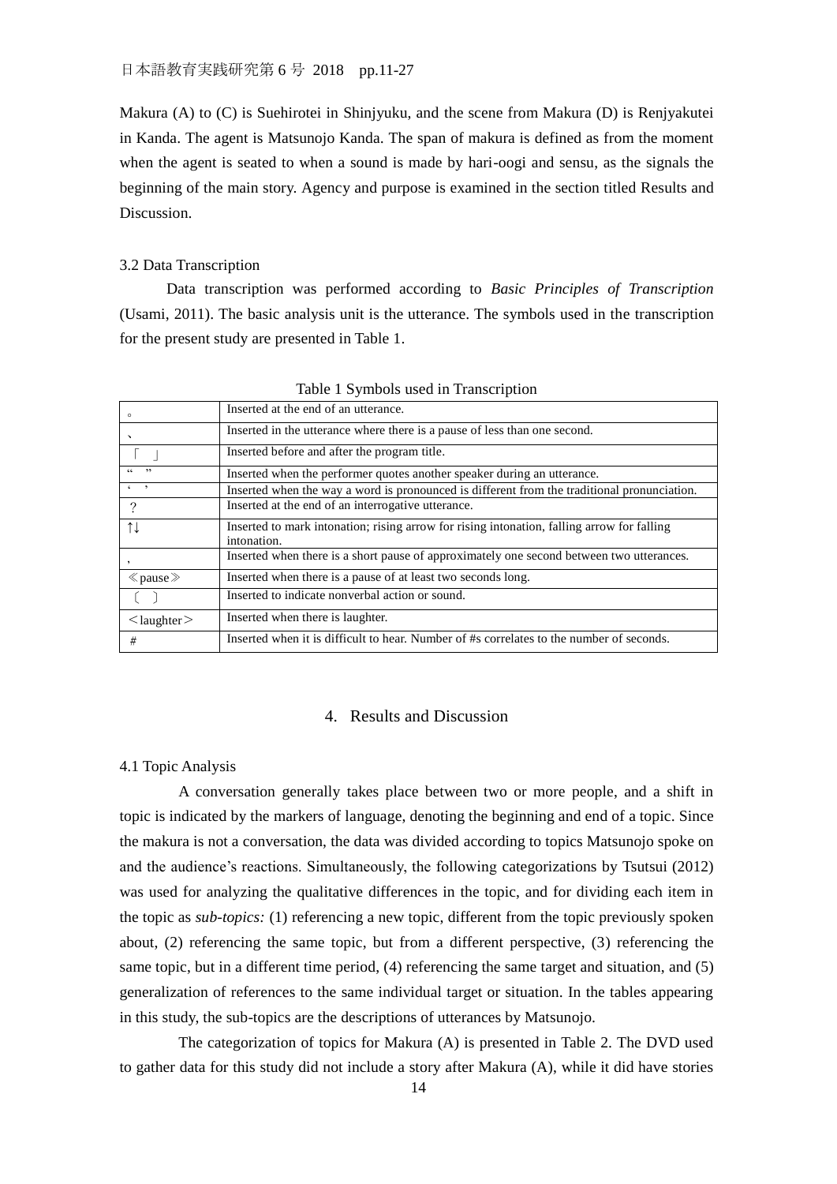Makura (A) to (C) is Suehirotei in Shinjyuku, and the scene from Makura (D) is Renjyakutei in Kanda. The agent is Matsunojo Kanda. The span of makura is defined as from the moment when the agent is seated to when a sound is made by hari-oogi and sensu, as the signals the beginning of the main story. Agency and purpose is examined in the section titled Results and Discussion.

### 3.2 Data Transcription

Data transcription was performed according to *Basic Principles of Transcription* (Usami, 2011). The basic analysis unit is the utterance. The symbols used in the transcription for the present study are presented in Table 1.

Table 1 Symbols used in Transcription

| Symbol | Description |
|---|---|
| 。 | Inserted at the end of an utterance. |
| 、 | Inserted in the utterance where there is a pause of less than one second. |
| 「 」 | Inserted before and after the program title. |
| “ ” | Inserted when the performer quotes another speaker during an utterance. |
| ‘ ’ | Inserted when the way a word is pronounced is different from the traditional pronunciation. |
| ？ | Inserted at the end of an interrogative utterance. |
| ↑↓ | Inserted to mark intonation; rising arrow for rising intonation, falling arrow for falling intonation. |
| ， | Inserted when there is a short pause of approximately one second between two utterances. |
| ≪pause≫ | Inserted when there is a pause of at least two seconds long. |
| 〔 〕 | Inserted to indicate nonverbal action or sound. |
| ＜laughter＞ | Inserted when there is laughter. |
| # | Inserted when it is difficult to hear. Number of #s correlates to the number of seconds. |

## 4. Results and Discussion

### 4.1 Topic Analysis

A conversation generally takes place between two or more people, and a shift in topic is indicated by the markers of language, denoting the beginning and end of a topic. Since the makura is not a conversation, the data was divided according to topics Matsunojo spoke on and the audience's reactions. Simultaneously, the following categorizations by Tsutsui (2012) was used for analyzing the qualitative differences in the topic, and for dividing each item in the topic as *sub-topics:* (1) referencing a new topic, different from the topic previously spoken about, (2) referencing the same topic, but from a different perspective, (3) referencing the same topic, but in a different time period, (4) referencing the same target and situation, and (5) generalization of references to the same individual target or situation. In the tables appearing in this study, the sub-topics are the descriptions of utterances by Matsunojo.

The categorization of topics for Makura (A) is presented in Table 2. The DVD used to gather data for this study did not include a story after Makura (A), while it did have stories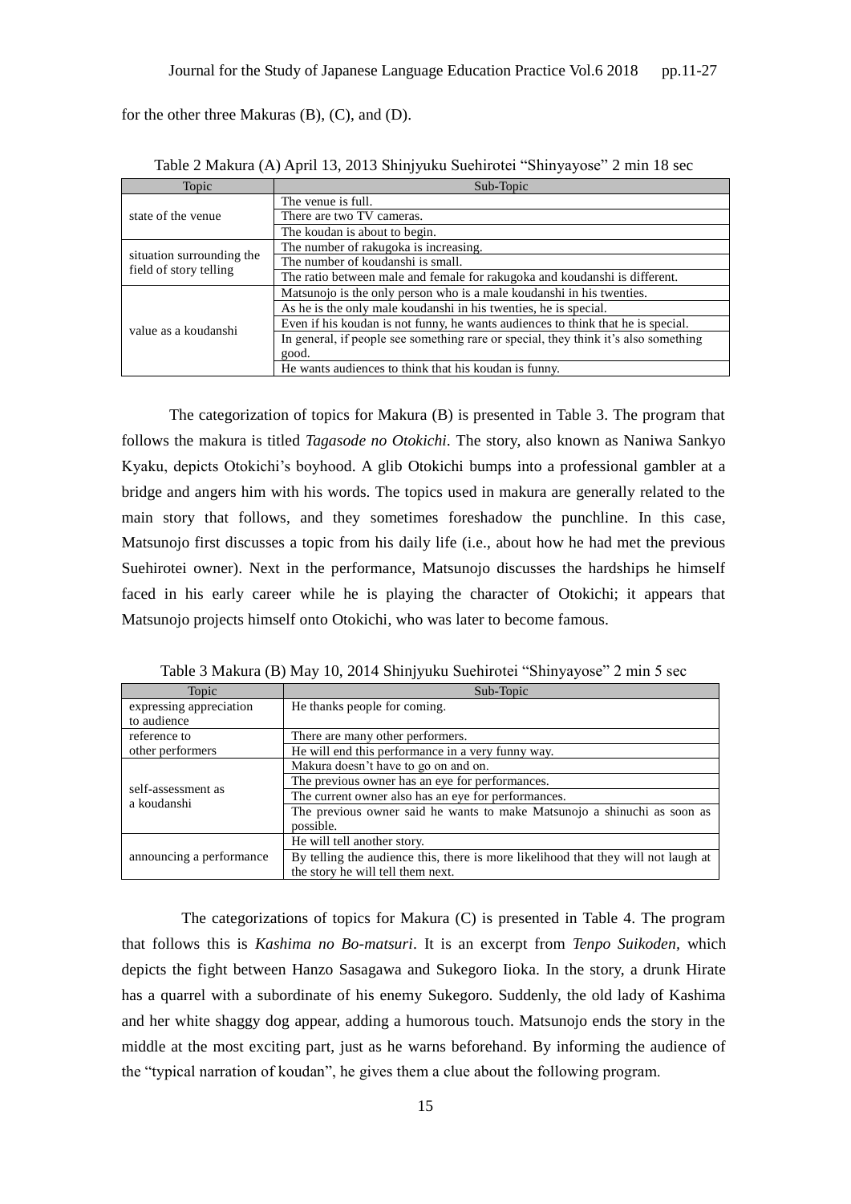for the other three Makuras (B), (C), and (D).

Table 2 Makura (A) April 13, 2013 Shinjyuku Suehirotei "Shinyayose" 2 min 18 sec

| Topic | Sub-Topic |
|---|---|
| state of the venue | The venue is full. |
| | There are two TV cameras. |
| | The koudan is about to begin. |
| situation surrounding the field of story telling | The number of rakugoka is increasing. |
| | The number of koudanshi is small. |
| | The ratio between male and female for rakugoka and koudanshi is different. |
| value as a koudanshi | Matsunojo is the only person who is a male koudanshi in his twenties. |
| | As he is the only male koudanshi in his twenties, he is special. |
| | Even if his koudan is not funny, he wants audiences to think that he is special. |
| | In general, if people see something rare or special, they think it's also something good. |
| | He wants audiences to think that his koudan is funny. |

The categorization of topics for Makura (B) is presented in Table 3. The program that follows the makura is titled *Tagasode no Otokichi*. The story, also known as Naniwa Sankyo Kyaku, depicts Otokichi's boyhood. A glib Otokichi bumps into a professional gambler at a bridge and angers him with his words. The topics used in makura are generally related to the main story that follows, and they sometimes foreshadow the punchline. In this case, Matsunojo first discusses a topic from his daily life (i.e., about how he had met the previous Suehirotei owner). Next in the performance, Matsunojo discusses the hardships he himself faced in his early career while he is playing the character of Otokichi; it appears that Matsunojo projects himself onto Otokichi, who was later to become famous.

Table 3 Makura (B) May 10, 2014 Shinjyuku Suehirotei "Shinyayose" 2 min 5 sec

| Topic | Sub-Topic |
|---|---|
| expressing appreciation to audience | He thanks people for coming. |
| reference to other performers | There are many other performers. |
| | He will end this performance in a very funny way. |
| self-assessment as a koudanshi | Makura doesn't have to go on and on. |
| | The previous owner has an eye for performances. |
| | The current owner also has an eye for performances. |
| | The previous owner said he wants to make Matsunojo a shinuchi as soon as possible. |
| announcing a performance | He will tell another story. |
| | By telling the audience this, there is more likelihood that they will not laugh at the story he will tell them next. |

The categorizations of topics for Makura (C) is presented in Table 4. The program that follows this is *Kashima no Bo-matsuri*. It is an excerpt from *Tenpo Suikoden*, which depicts the fight between Hanzo Sasagawa and Sukegoro Iioka. In the story, a drunk Hirate has a quarrel with a subordinate of his enemy Sukegoro. Suddenly, the old lady of Kashima and her white shaggy dog appear, adding a humorous touch. Matsunojo ends the story in the middle at the most exciting part, just as he warns beforehand. By informing the audience of the "typical narration of koudan", he gives them a clue about the following program.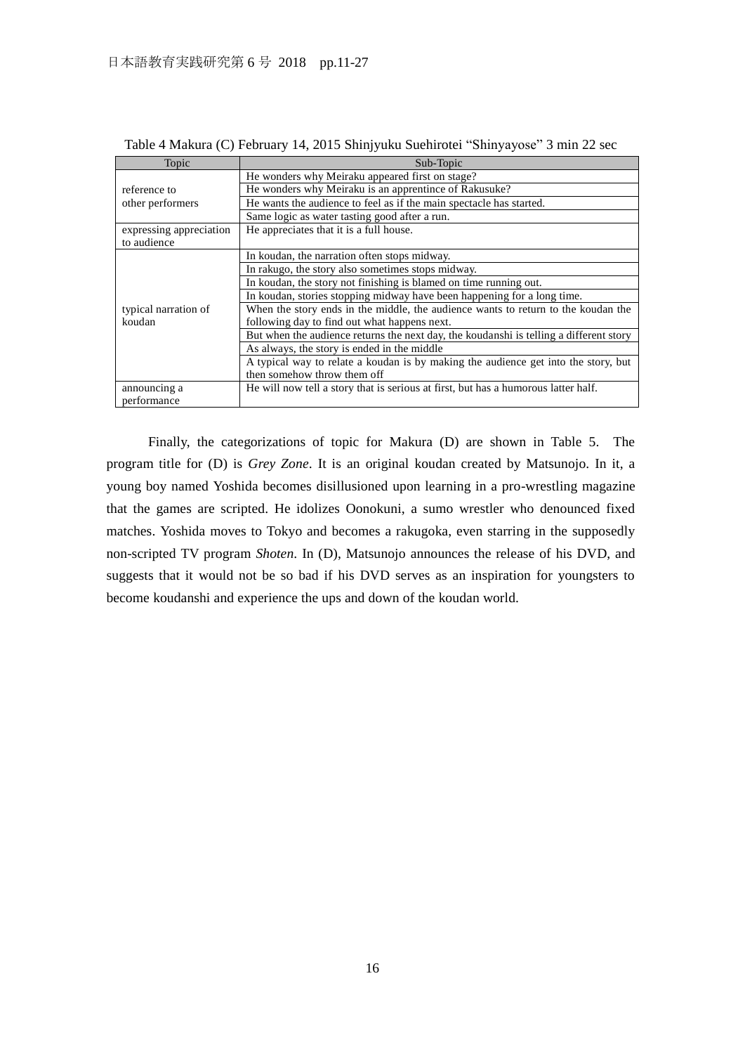Table 4 Makura (C) February 14, 2015 Shinjyuku Suehirotei “Shinyayose” 3 min 22 sec

| Topic | Sub-Topic |
|---|---|
| reference to other performers | He wonders why Meiraku appeared first on stage? |
| | He wonders why Meiraku is an apprentince of Rakusuke? |
| | He wants the audience to feel as if the main spectacle has started. |
| | Same logic as water tasting good after a run. |
| expressing appreciation to audience | He appreciates that it is a full house. |
| typical narration of koudan | In koudan, the narration often stops midway. |
| | In rakugo, the story also sometimes stops midway. |
| | In koudan, the story not finishing is blamed on time running out. |
| | In koudan, stories stopping midway have been happening for a long time. |
| | When the story ends in the middle, the audience wants to return to the koudan the following day to find out what happens next. |
| | But when the audience returns the next day, the koudanshi is telling a different story |
| | As always, the story is ended in the middle |
| | A typical way to relate a koudan is by making the audience get into the story, but then somehow throw them off |
| announcing a performance | He will now tell a story that is serious at first, but has a humorous latter half. |

Finally, the categorizations of topic for Makura (D) are shown in Table 5. The program title for (D) is *Grey Zone*. It is an original koudan created by Matsunojo. In it, a young boy named Yoshida becomes disillusioned upon learning in a pro-wrestling magazine that the games are scripted. He idolizes Oonokuni, a sumo wrestler who denounced fixed matches. Yoshida moves to Tokyo and becomes a rakugoka, even starring in the supposedly non-scripted TV program *Shoten*. In (D), Matsunojo announces the release of his DVD, and suggests that it would not be so bad if his DVD serves as an inspiration for youngsters to become koudanshi and experience the ups and down of the koudan world.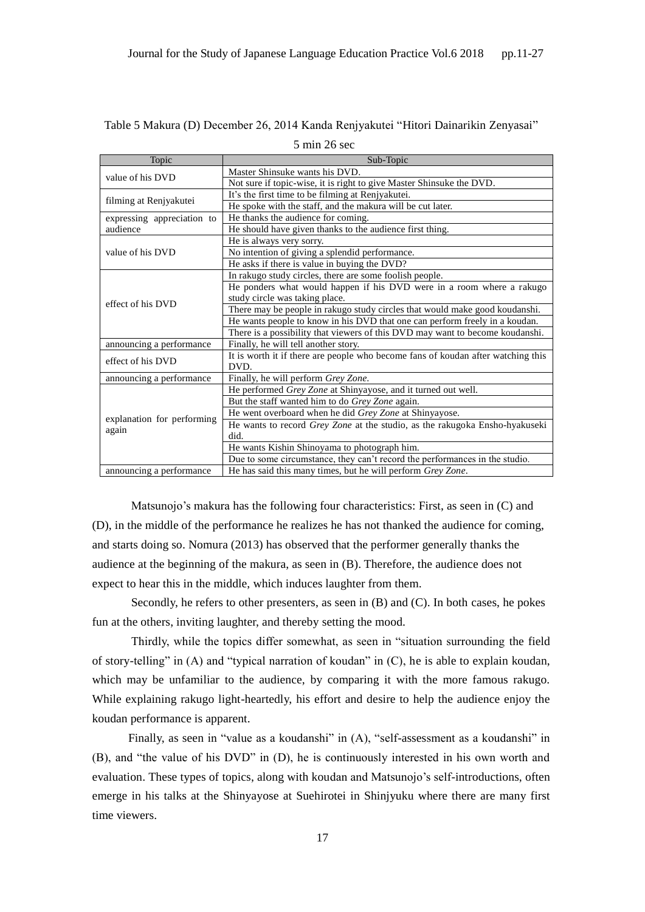Table 5 Makura (D) December 26, 2014 Kanda Renjyakutei "Hitori Dainarikin Zenyasai" 5 min 26 sec

| Topic | Sub-Topic |
|---|---|
| value of his DVD | Master Shinsuke wants his DVD. |
| | Not sure if topic-wise, it is right to give Master Shinsuke the DVD. |
| filming at Renjyakutei | It's the first time to be filming at Renjyakutei. |
| | He spoke with the staff, and the makura will be cut later. |
| expressing appreciation to audience | He thanks the audience for coming. |
| | He should have given thanks to the audience first thing. |
| value of his DVD | He is always very sorry. |
| | No intention of giving a splendid performance. |
| | He asks if there is value in buying the DVD? |
| effect of his DVD | In rakugo study circles, there are some foolish people. |
| | He ponders what would happen if his DVD were in a room where a rakugo study circle was taking place. |
| | There may be people in rakugo study circles that would make good koudanshi. |
| | He wants people to know in his DVD that one can perform freely in a koudan. |
| | There is a possibility that viewers of this DVD may want to become koudanshi. |
| announcing a performance | Finally, he will tell another story. |
| effect of his DVD | It is worth it if there are people who become fans of koudan after watching this DVD. |
| announcing a performance | Finally, he will perform *Grey Zone*. |
| explanation for performing again | He performed *Grey Zone* at Shinyayose, and it turned out well. |
| | But the staff wanted him to do *Grey Zone* again. |
| | He went overboard when he did *Grey Zone* at Shinyayose. |
| | He wants to record *Grey Zone* at the studio, as the rakugoka Ensho-hyakuseki did. |
| | He wants Kishin Shinoyama to photograph him. |
| | Due to some circumstance, they can't record the performances in the studio. |
| announcing a performance | He has said this many times, but he will perform *Grey Zone*. |

Matsunojo's makura has the following four characteristics: First, as seen in (C) and (D), in the middle of the performance he realizes he has not thanked the audience for coming, and starts doing so. Nomura (2013) has observed that the performer generally thanks the audience at the beginning of the makura, as seen in (B). Therefore, the audience does not expect to hear this in the middle, which induces laughter from them.

Secondly, he refers to other presenters, as seen in (B) and (C). In both cases, he pokes fun at the others, inviting laughter, and thereby setting the mood.

Thirdly, while the topics differ somewhat, as seen in "situation surrounding the field of story-telling" in (A) and "typical narration of koudan" in (C), he is able to explain koudan, which may be unfamiliar to the audience, by comparing it with the more famous rakugo. While explaining rakugo light-heartedly, his effort and desire to help the audience enjoy the koudan performance is apparent.

Finally, as seen in "value as a koudanshi" in (A), "self-assessment as a koudanshi" in (B), and "the value of his DVD" in (D), he is continuously interested in his own worth and evaluation. These types of topics, along with koudan and Matsunojo's self-introductions, often emerge in his talks at the Shinyayose at Suehirotei in Shinjyuku where there are many first time viewers.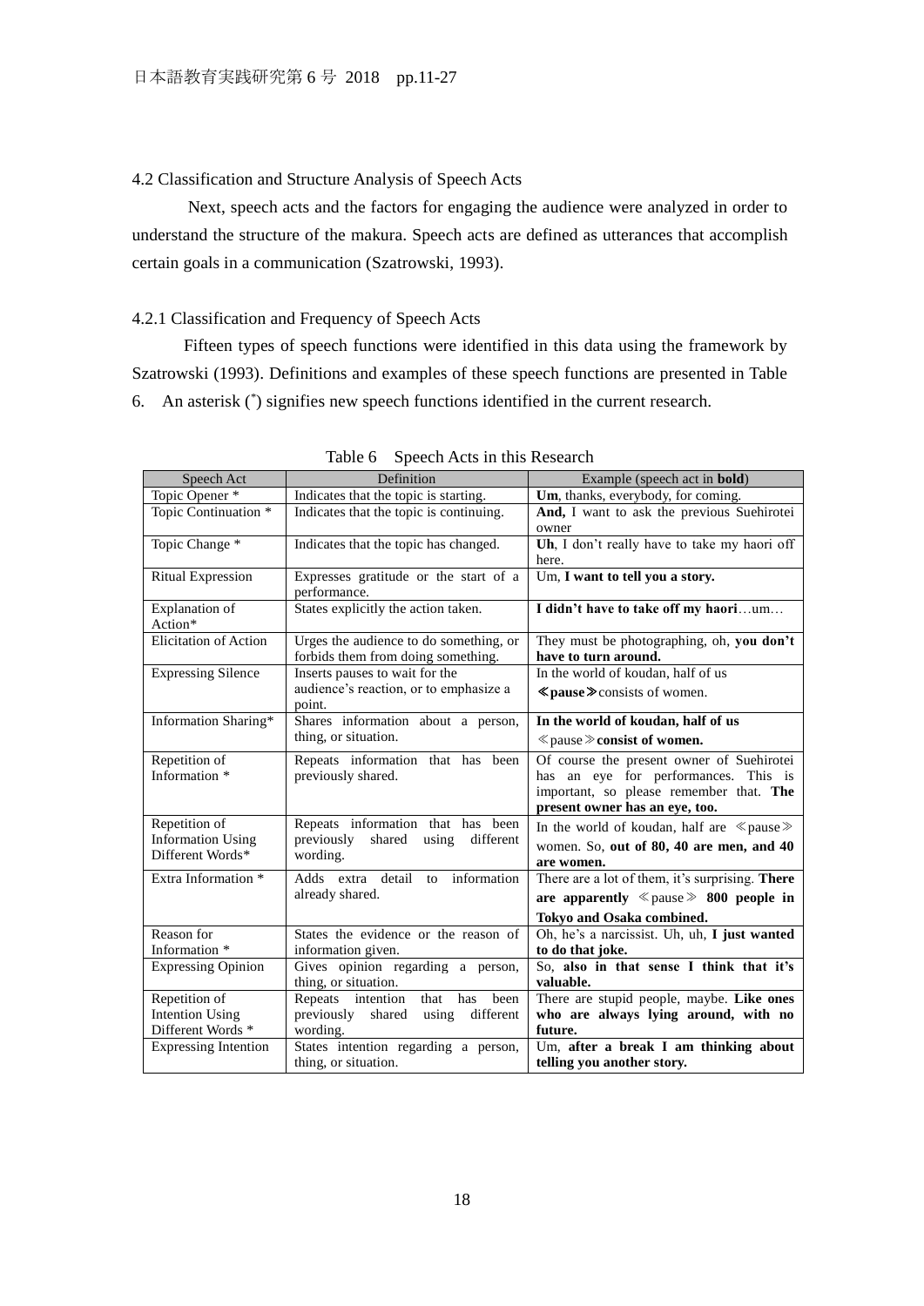### 4.2 Classification and Structure Analysis of Speech Acts

Next, speech acts and the factors for engaging the audience were analyzed in order to understand the structure of the makura. Speech acts are defined as utterances that accomplish certain goals in a communication (Szatrowski, 1993).

#### 4.2.1 Classification and Frequency of Speech Acts

Fifteen types of speech functions were identified in this data using the framework by Szatrowski (1993). Definitions and examples of these speech functions are presented in Table 6. An asterisk (*) signifies new speech functions identified in the current research.

Table 6 Speech Acts in this Research

| Speech Act | Definition | Example (speech act in **bold**) |
|---|---|---|
| Topic Opener * | Indicates that the topic is starting. | **Um**, thanks, everybody, for coming. |
| Topic Continuation * | Indicates that the topic is continuing. | **And,** I want to ask the previous Suehirotei owner |
| Topic Change * | Indicates that the topic has changed. | **Uh**, I don't really have to take my haori off here. |
| Ritual Expression | Expresses gratitude or the start of a performance. | Um, **I want to tell you a story.** |
| Explanation of Action* | States explicitly the action taken. | **I didn't have to take off my haori**…um… |
| Elicitation of Action | Urges the audience to do something, or forbids them from doing something. | They must be photographing, oh, **you don't have to turn around.** |
| Expressing Silence | Inserts pauses to wait for the audience's reaction, or to emphasize a point. | In the world of koudan, half of us **≪pause≫** consists of women. |
| Information Sharing* | Shares information about a person, thing, or situation. | **In the world of koudan, half of us** ≪pause≫ **consist of women.** |
| Repetition of Information * | Repeats information that has been previously shared. | Of course the present owner of Suehirotei has an eye for performances. This is important, so please remember that. **The present owner has an eye, too.** |
| Repetition of Information Using Different Words* | Repeats information that has been previously shared using different wording. | In the world of koudan, half are ≪pause≫ women. So, **out of 80, 40 are men, and 40 are women.** |
| Extra Information * | Adds extra detail to information already shared. | There are a lot of them, it's surprising. **There are apparently** ≪pause≫ **800 people in Tokyo and Osaka combined.** |
| Reason for Information * | States the evidence or the reason of information given. | Oh, he's a narcissist. Uh, uh, **I just wanted to do that joke.** |
| Expressing Opinion | Gives opinion regarding a person, thing, or situation. | So, **also in that sense I think that it's valuable.** |
| Repetition of Intention Using Different Words * | Repeats intention that has been previously shared using different wording. | There are stupid people, maybe. **Like ones who are always lying around, with no future.** |
| Expressing Intention | States intention regarding a person, thing, or situation. | Um, **after a break I am thinking about telling you another story.** |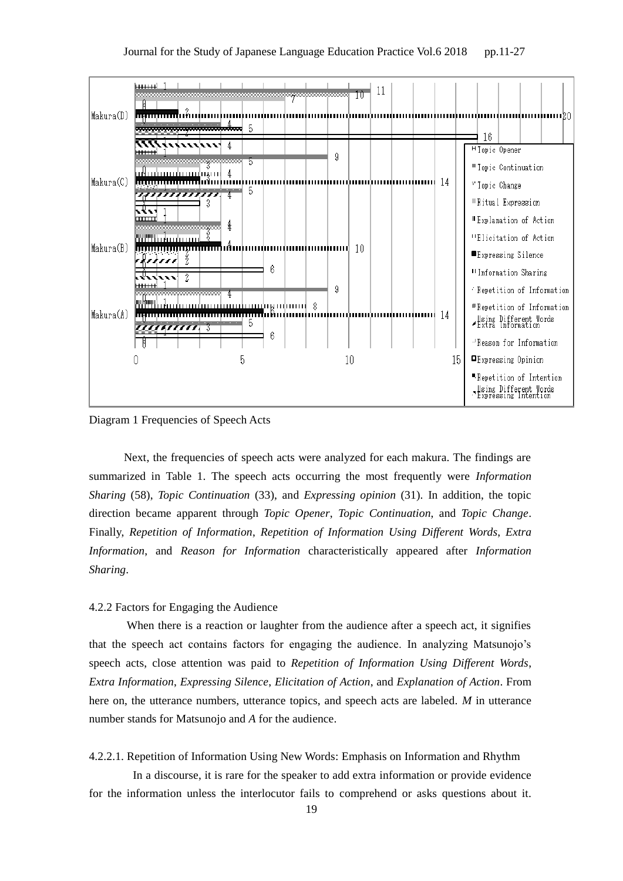Diagram 1 Frequencies of Speech Acts

Next, the frequencies of speech acts were analyzed for each makura. The findings are summarized in Table 1. The speech acts occurring the most frequently were *Information Sharing* (58), *Topic Continuation* (33), and *Expressing opinion* (31). In addition, the topic direction became apparent through *Topic Opener*, *Topic Continuation*, and *Topic Change*. Finally, *Repetition of Information*, *Repetition of Information Using Different Words*, *Extra Information*, and *Reason for Information* characteristically appeared after *Information Sharing*.

#### 4.2.2 Factors for Engaging the Audience

When there is a reaction or laughter from the audience after a speech act, it signifies that the speech act contains factors for engaging the audience. In analyzing Matsunojo's speech acts, close attention was paid to *Repetition of Information Using Different Words*, *Extra Information*, *Expressing Silence*, *Elicitation of Action*, and *Explanation of Action*. From here on, the utterance numbers, utterance topics, and speech acts are labeled. *M* in utterance number stands for Matsunojo and *A* for the audience.

##### 4.2.2.1. Repetition of Information Using New Words: Emphasis on Information and Rhythm

In a discourse, it is rare for the speaker to add extra information or provide evidence for the information unless the interlocutor fails to comprehend or asks questions about it.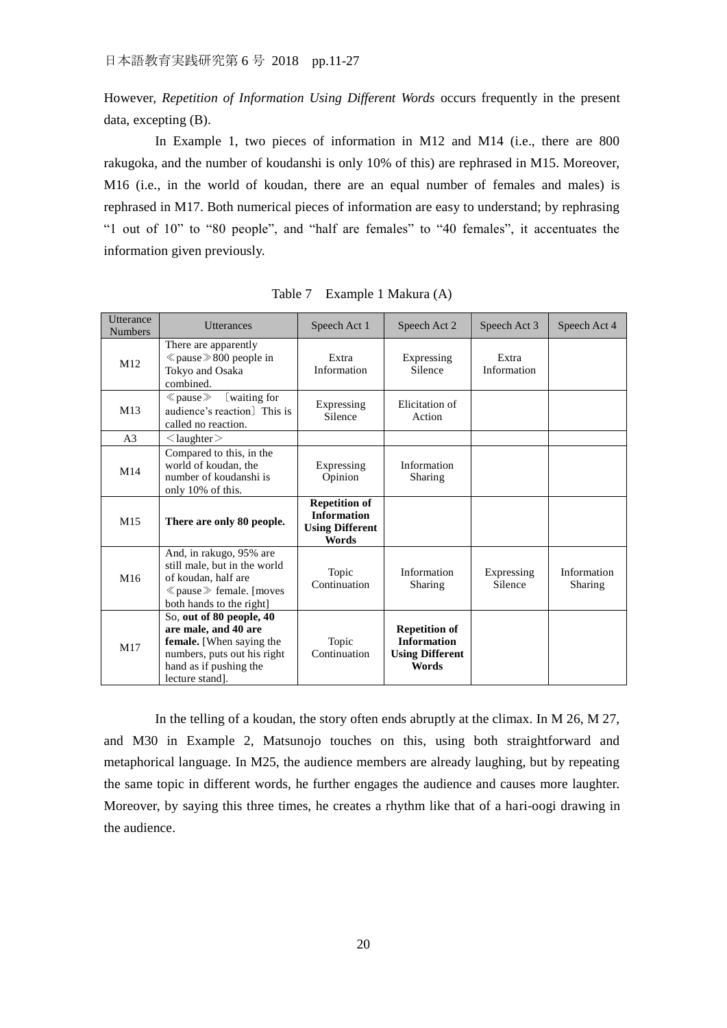However, *Repetition of Information Using Different Words* occurs frequently in the present data, excepting (B).

In Example 1, two pieces of information in M12 and M14 (i.e., there are 800 rakugoka, and the number of koudanshi is only 10% of this) are rephrased in M15. Moreover, M16 (i.e., in the world of koudan, there are an equal number of females and males) is rephrased in M17. Both numerical pieces of information are easy to understand; by rephrasing "1 out of 10" to "80 people", and "half are females" to "40 females", it accentuates the information given previously.

Table 7　Example 1 Makura (A)

| Utterance Numbers | Utterances | Speech Act 1 | Speech Act 2 | Speech Act 3 | Speech Act 4 |
|---|---|---|---|---|---|
| M12 | There are apparently ≪pause≫800 people in Tokyo and Osaka combined. | Extra Information | Expressing Silence | Extra Information | |
| M13 | ≪pause≫ 〔waiting for audience's reaction〕This is called no reaction. | Expressing Silence | Elicitation of Action | | |
| A3 | ＜laughter＞ | | | | |
| M14 | Compared to this, in the world of koudan, the number of koudanshi is only 10% of this. | Expressing Opinion | Information Sharing | | |
| M15 | **There are only 80 people.** | **Repetition of Information Using Different Words** | | | |
| M16 | And, in rakugo, 95% are still male, but in the world of koudan, half are ≪pause≫ female. [moves both hands to the right] | Topic Continuation | Information Sharing | Expressing Silence | Information Sharing |
| M17 | So, **out of 80 people, 40 are male, and 40 are female.** [When saying the numbers, puts out his right hand as if pushing the lecture stand]. | Topic Continuation | **Repetition of Information Using Different Words** | | |

In the telling of a koudan, the story often ends abruptly at the climax. In M 26, M 27, and M30 in Example 2, Matsunojo touches on this, using both straightforward and metaphorical language. In M25, the audience members are already laughing, but by repeating the same topic in different words, he further engages the audience and causes more laughter. Moreover, by saying this three times, he creates a rhythm like that of a hari-oogi drawing in the audience.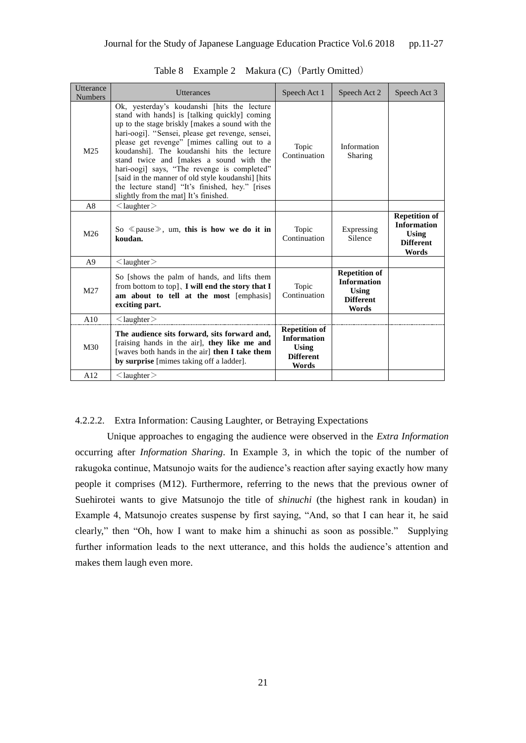Table 8　Example 2　Makura (C)（Partly Omitted）

| Utterance Numbers | Utterances | Speech Act 1 | Speech Act 2 | Speech Act 3 |
|---|---|---|---|---|
| M25 | Ok, yesterday's koudanshi [hits the lecture stand with hands] is [talking quickly] coming up to the stage briskly [makes a sound with the hari-oogi]. "Sensei, please get revenge, sensei, please get revenge" [mimes calling out to a koudanshi]. The koudanshi hits the lecture stand twice and [makes a sound with the hari-oogi] says, "The revenge is completed" [said in the manner of old style koudanshi] [hits the lecture stand] "It's finished, hey." [rises slightly from the mat] It's finished. | Topic Continuation | Information Sharing | |
| A8 | ＜laughter＞ | | | |
| M26 | So ≪pause≫, um, **this is how we do it in koudan.** | Topic Continuation | Expressing Silence | **Repetition of Information Using Different Words** |
| A9 | ＜laughter＞ | | | |
| M27 | So [shows the palm of hands, and lifts them from bottom to top]、**I will end the story that I am about to tell at the most** [emphasis] **exciting part.** | Topic Continuation | **Repetition of Information Using Different Words** | |
| A10 | ＜laughter＞ | | | |
| M30 | **The audience sits forward, sits forward and,** [raising hands in the air], **they like me and** [waves both hands in the air] **then I take them by surprise** [mimes taking off a ladder]. | **Repetition of Information Using Different Words** | | |
| A12 | ＜laughter＞ | | | |

#### 4.2.2.2.　Extra Information: Causing Laughter, or Betraying Expectations

Unique approaches to engaging the audience were observed in the *Extra Information* occurring after *Information Sharing*. In Example 3, in which the topic of the number of rakugoka continue, Matsunojo waits for the audience's reaction after saying exactly how many people it comprises (M12). Furthermore, referring to the news that the previous owner of Suehirotei wants to give Matsunojo the title of *shinuchi* (the highest rank in koudan) in Example 4, Matsunojo creates suspense by first saying, "And, so that I can hear it, he said clearly," then "Oh, how I want to make him a shinuchi as soon as possible."　Supplying further information leads to the next utterance, and this holds the audience's attention and makes them laugh even more.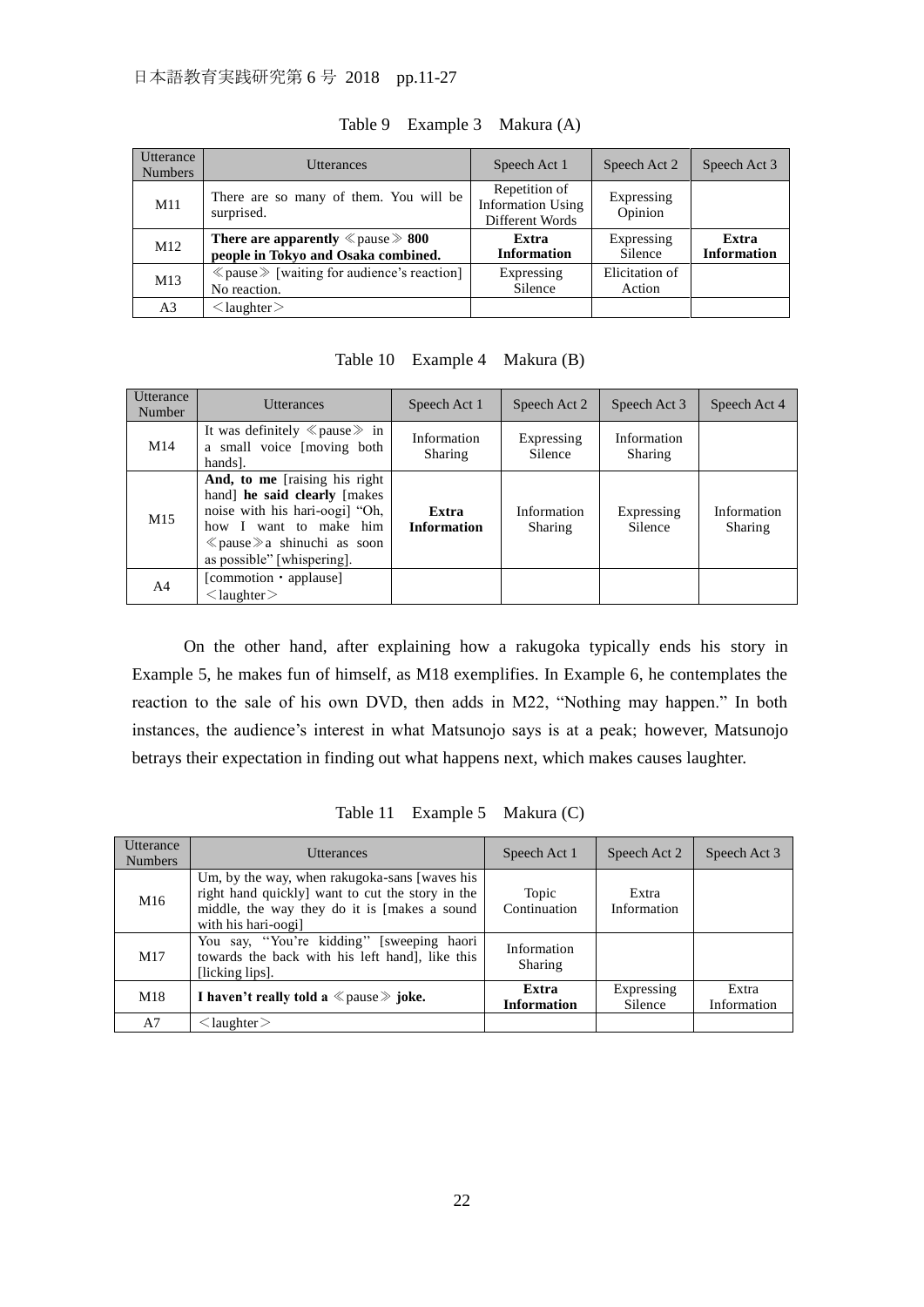Table 9　Example 3　Makura (A)

| Utterance Numbers | Utterances | Speech Act 1 | Speech Act 2 | Speech Act 3 |
|---|---|---|---|---|
| M11 | There are so many of them. You will be surprised. | Repetition of Information Using Different Words | Expressing Opinion | |
| M12 | **There are apparently** ≪pause≫ **800 people in Tokyo and Osaka combined.** | **Extra Information** | Expressing Silence | **Extra Information** |
| M13 | ≪pause≫ [waiting for audience's reaction] No reaction. | Expressing Silence | Elicitation of Action | |
| A3 | ＜laughter＞ | | | |

Table 10　Example 4　Makura (B)

| Utterance Number | Utterances | Speech Act 1 | Speech Act 2 | Speech Act 3 | Speech Act 4 |
|---|---|---|---|---|---|
| M14 | It was definitely ≪pause≫ in a small voice [moving both hands]. | Information Sharing | Expressing Silence | Information Sharing | |
| M15 | **And, to me** [raising his right hand] **he said clearly** [makes noise with his hari-oogi] "Oh, how I want to make him ≪pause≫a shinuchi as soon as possible" [whispering]. | **Extra Information** | Information Sharing | Expressing Silence | Information Sharing |
| A4 | [commotion・applause] ＜laughter＞ | | | | |

On the other hand, after explaining how a rakugoka typically ends his story in Example 5, he makes fun of himself, as M18 exemplifies. In Example 6, he contemplates the reaction to the sale of his own DVD, then adds in M22, "Nothing may happen." In both instances, the audience's interest in what Matsunojo says is at a peak; however, Matsunojo betrays their expectation in finding out what happens next, which makes causes laughter.

Table 11　Example 5　Makura (C)

| Utterance Numbers | Utterances | Speech Act 1 | Speech Act 2 | Speech Act 3 |
|---|---|---|---|---|
| M16 | Um, by the way, when rakugoka-sans [waves his right hand quickly] want to cut the story in the middle, the way they do it is [makes a sound with his hari-oogi] | Topic Continuation | Extra Information | |
| M17 | You say, "You're kidding" [sweeping haori towards the back with his left hand], like this [licking lips]. | Information Sharing | | |
| M18 | **I haven't really told a** ≪pause≫ **joke.** | **Extra Information** | Expressing Silence | Extra Information |
| A7 | ＜laughter＞ | | | |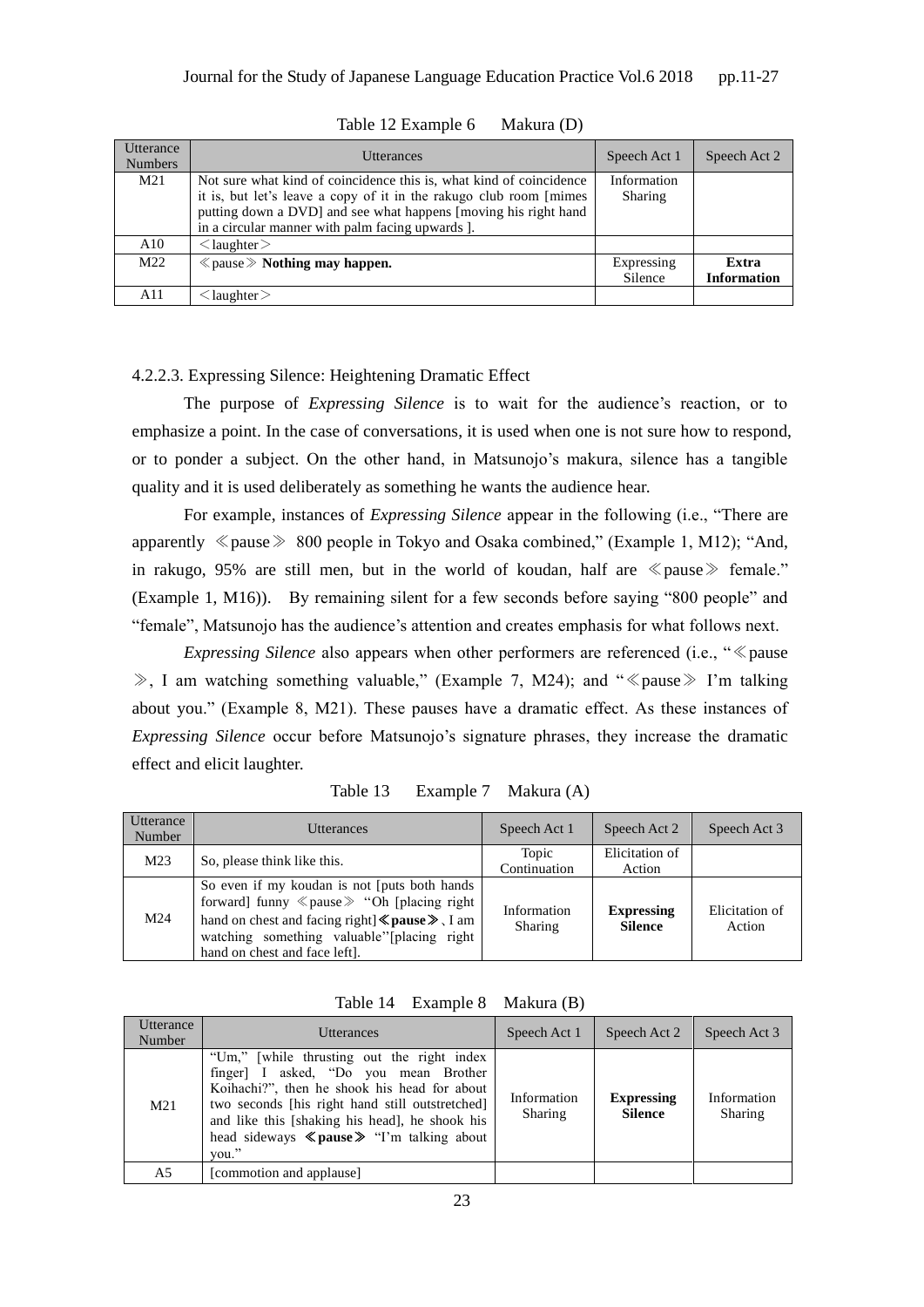Table 12 Example 6　Makura (D)

| Utterance Numbers | Utterances | Speech Act 1 | Speech Act 2 |
|---|---|---|---|
| M21 | Not sure what kind of coincidence this is, what kind of coincidence it is, but let's leave a copy of it in the rakugo club room [mimes putting down a DVD] and see what happens [moving his right hand in a circular manner with palm facing upwards ]. | Information Sharing | |
| A10 | ＜laughter＞ | | |
| M22 | ≪pause≫ **Nothing may happen.** | Expressing Silence | **Extra Information** |
| A11 | ＜laughter＞ | | |

4.2.2.3. Expressing Silence: Heightening Dramatic Effect

The purpose of *Expressing Silence* is to wait for the audience's reaction, or to emphasize a point. In the case of conversations, it is used when one is not sure how to respond, or to ponder a subject. On the other hand, in Matsunojo's makura, silence has a tangible quality and it is used deliberately as something he wants the audience hear.

For example, instances of *Expressing Silence* appear in the following (i.e., "There are apparently ≪pause≫ 800 people in Tokyo and Osaka combined," (Example 1, M12); "And, in rakugo, 95% are still men, but in the world of koudan, half are ≪pause≫ female." (Example 1, M16)). By remaining silent for a few seconds before saying "800 people" and "female", Matsunojo has the audience's attention and creates emphasis for what follows next.

*Expressing Silence* also appears when other performers are referenced (i.e., "≪pause≫, I am watching something valuable," (Example 7, M24); and "≪pause≫ I'm talking about you." (Example 8, M21). These pauses have a dramatic effect. As these instances of *Expressing Silence* occur before Matsunojo's signature phrases, they increase the dramatic effect and elicit laughter.

Table 13　Example 7　Makura (A)

| Utterance Number | Utterances | Speech Act 1 | Speech Act 2 | Speech Act 3 |
|---|---|---|---|---|
| M23 | So, please think like this. | Topic Continuation | Elicitation of Action | |
| M24 | So even if my koudan is not [puts both hands forward] funny ≪pause≫ "Oh [placing right hand on chest and facing right]**≪pause≫**, I am watching something valuable"[placing right hand on chest and face left]. | Information Sharing | **Expressing Silence** | Elicitation of Action |

Table 14　Example 8　Makura (B)

| Utterance Number | Utterances | Speech Act 1 | Speech Act 2 | Speech Act 3 |
|---|---|---|---|---|
| M21 | "Um," [while thrusting out the right index finger] I asked, "Do you mean Brother Koihachi?", then he shook his head for about two seconds [his right hand still outstretched] and like this [shaking his head], he shook his head sideways **≪pause≫** "I'm talking about you." | Information Sharing | **Expressing Silence** | Information Sharing |
| A5 | [commotion and applause] | | | |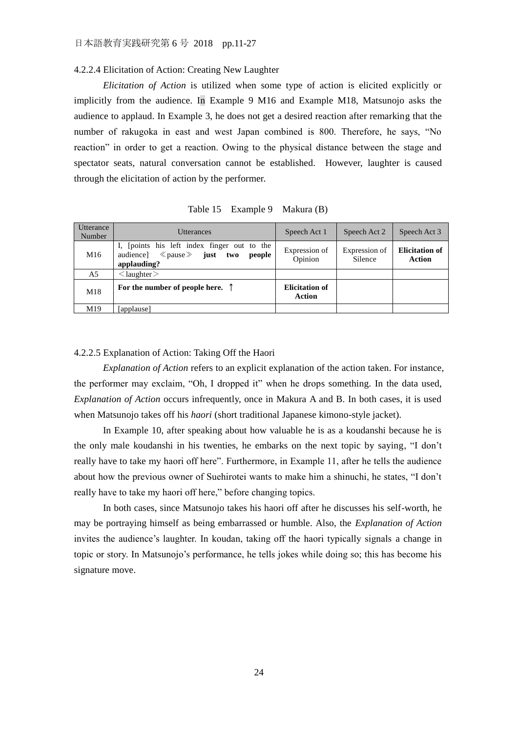#### 4.2.2.4 Elicitation of Action: Creating New Laughter

*Elicitation of Action* is utilized when some type of action is elicited explicitly or implicitly from the audience. In Example 9 M16 and Example M18, Matsunojo asks the audience to applaud. In Example 3, he does not get a desired reaction after remarking that the number of rakugoka in east and west Japan combined is 800. Therefore, he says, “No reaction” in order to get a reaction. Owing to the physical distance between the stage and spectator seats, natural conversation cannot be established. However, laughter is caused through the elicitation of action by the performer.

Table 15 Example 9 Makura (B)

| Utterance Number | Utterances | Speech Act 1 | Speech Act 2 | Speech Act 3 |
|---|---|---|---|---|
| M16 | I, [points his left index finger out to the audience] ≪pause≫ **just two people applauding?** | Expression of Opinion | Expression of Silence | **Elicitation of Action** |
| A5 | ＜laughter＞ | | | |
| M18 | **For the number of people here. ↑** | **Elicitation of Action** | | |
| M19 | [applause] | | | |

#### 4.2.2.5 Explanation of Action: Taking Off the Haori

*Explanation of Action* refers to an explicit explanation of the action taken. For instance, the performer may exclaim, “Oh, I dropped it” when he drops something. In the data used, *Explanation of Action* occurs infrequently, once in Makura A and B. In both cases, it is used when Matsunojo takes off his *haori* (short traditional Japanese kimono-style jacket).

In Example 10, after speaking about how valuable he is as a koudanshi because he is the only male koudanshi in his twenties, he embarks on the next topic by saying, “I don’t really have to take my haori off here”. Furthermore, in Example 11, after he tells the audience about how the previous owner of Suehirotei wants to make him a shinuchi, he states, “I don’t really have to take my haori off here,” before changing topics.

In both cases, since Matsunojo takes his haori off after he discusses his self-worth, he may be portraying himself as being embarrassed or humble. Also, the *Explanation of Action* invites the audience’s laughter. In koudan, taking off the haori typically signals a change in topic or story. In Matsunojo’s performance, he tells jokes while doing so; this has become his signature move.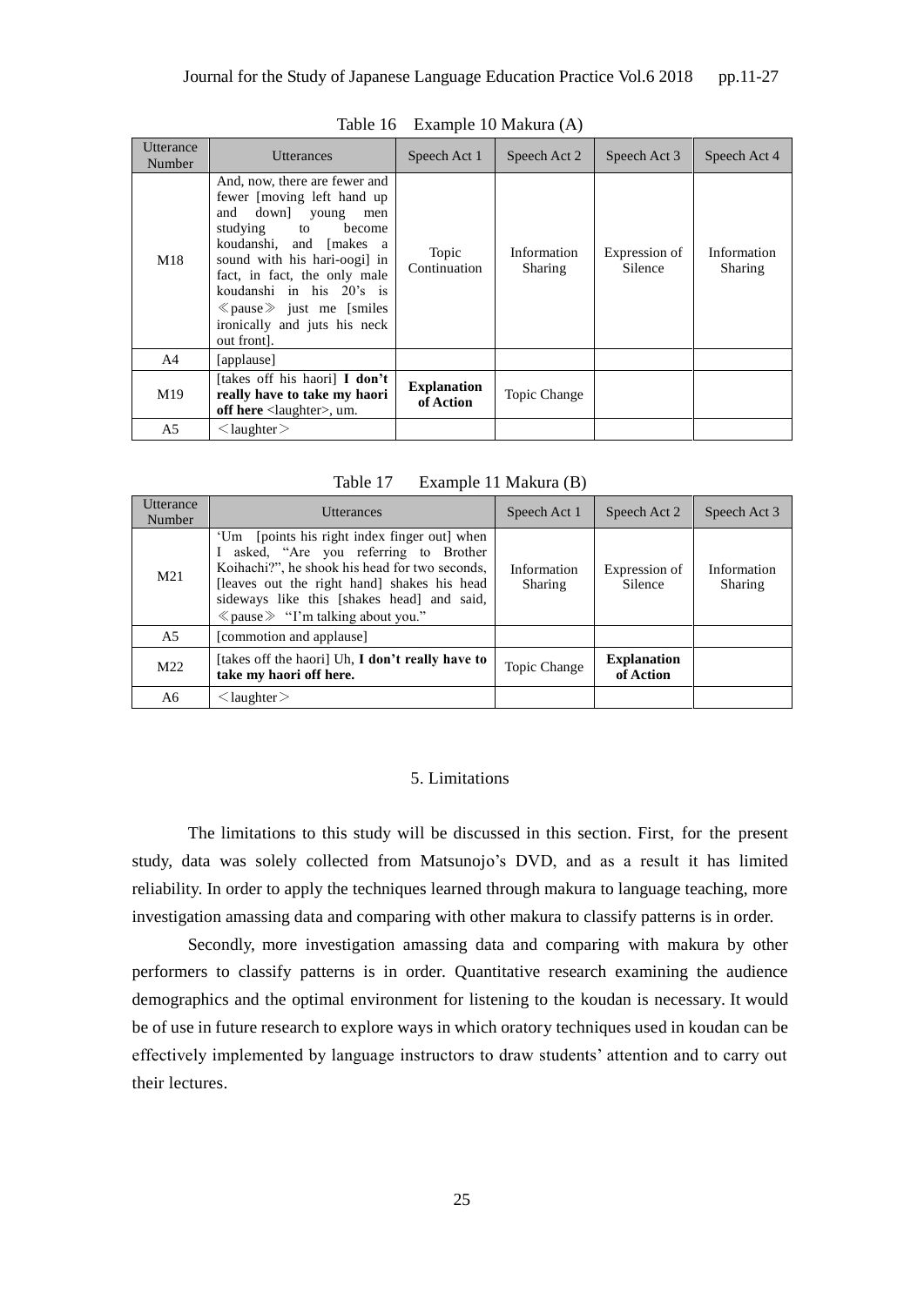Table 16　Example 10 Makura (A)

| Utterance Number | Utterances | Speech Act 1 | Speech Act 2 | Speech Act 3 | Speech Act 4 |
|---|---|---|---|---|---|
| M18 | And, now, there are fewer and fewer [moving left hand up and down] young men studying to become koudanshi, and [makes a sound with his hari-oogi] in fact, in fact, the only male koudanshi in his 20's is ≪pause≫ just me [smiles ironically and juts his neck out front]. | Topic Continuation | Information Sharing | Expression of Silence | Information Sharing |
| A4 | [applause] | | | | |
| M19 | [takes off his haori] **I don't really have to take my haori off here** <laughter>, um. | **Explanation of Action** | Topic Change | | |
| A5 | ＜laughter＞ | | | | |

Table 17　Example 11 Makura (B)

| Utterance Number | Utterances | Speech Act 1 | Speech Act 2 | Speech Act 3 |
|---|---|---|---|---|
| M21 | 'Um [points his right index finger out] when I asked, "Are you referring to Brother Koihachi?", he shook his head for two seconds, [leaves out the right hand] shakes his head sideways like this [shakes head] and said, ≪pause≫ "I'm talking about you." | Information Sharing | Expression of Silence | Information Sharing |
| A5 | [commotion and applause] | | | |
| M22 | [takes off the haori] Uh, **I don't really have to take my haori off here.** | Topic Change | **Explanation of Action** | |
| A6 | ＜laughter＞ | | | |

## 5. Limitations

The limitations to this study will be discussed in this section. First, for the present study, data was solely collected from Matsunojo's DVD, and as a result it has limited reliability. In order to apply the techniques learned through makura to language teaching, more investigation amassing data and comparing with other makura to classify patterns is in order.

Secondly, more investigation amassing data and comparing with makura by other performers to classify patterns is in order. Quantitative research examining the audience demographics and the optimal environment for listening to the koudan is necessary. It would be of use in future research to explore ways in which oratory techniques used in koudan can be effectively implemented by language instructors to draw students' attention and to carry out their lectures.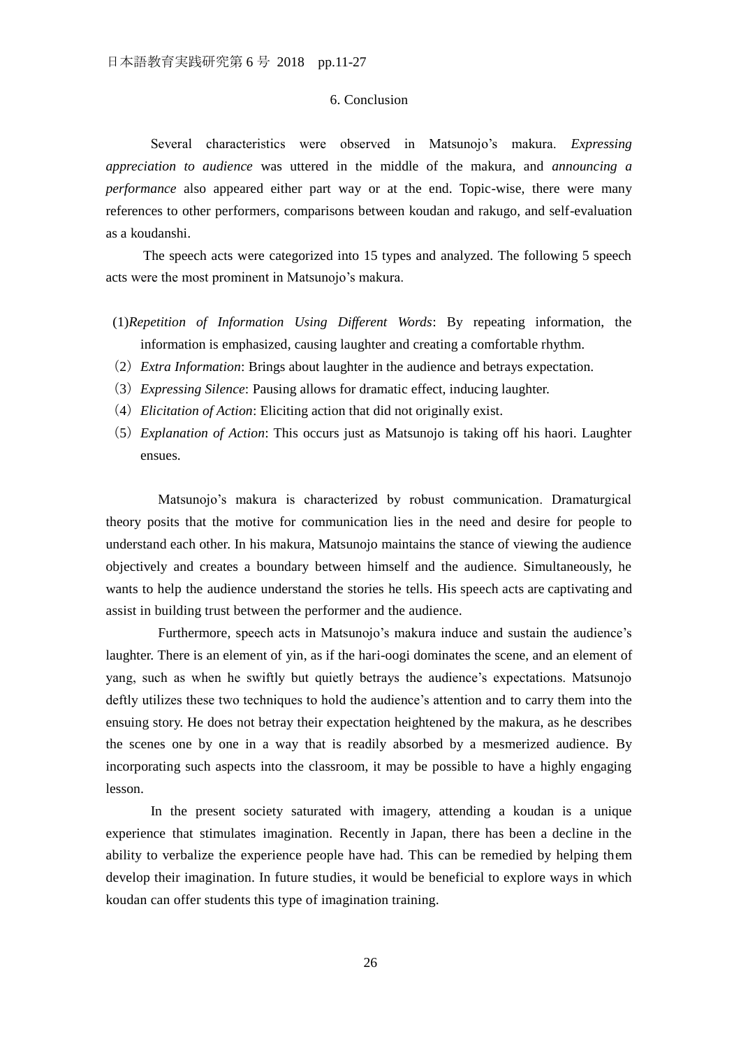## 6. Conclusion

Several characteristics were observed in Matsunojo's makura. *Expressing appreciation to audience* was uttered in the middle of the makura, and *announcing a performance* also appeared either part way or at the end. Topic-wise, there were many references to other performers, comparisons between koudan and rakugo, and self-evaluation as a koudanshi.

The speech acts were categorized into 15 types and analyzed. The following 5 speech acts were the most prominent in Matsunojo's makura.

(1)*Repetition of Information Using Different Words*: By repeating information, the information is emphasized, causing laughter and creating a comfortable rhythm.

（2）*Extra Information*: Brings about laughter in the audience and betrays expectation.

（3）*Expressing Silence*: Pausing allows for dramatic effect, inducing laughter.

（4）*Elicitation of Action*: Eliciting action that did not originally exist.

（5）*Explanation of Action*: This occurs just as Matsunojo is taking off his haori. Laughter ensues.

Matsunojo's makura is characterized by robust communication. Dramaturgical theory posits that the motive for communication lies in the need and desire for people to understand each other. In his makura, Matsunojo maintains the stance of viewing the audience objectively and creates a boundary between himself and the audience. Simultaneously, he wants to help the audience understand the stories he tells. His speech acts are captivating and assist in building trust between the performer and the audience.

Furthermore, speech acts in Matsunojo's makura induce and sustain the audience's laughter. There is an element of yin, as if the hari-oogi dominates the scene, and an element of yang, such as when he swiftly but quietly betrays the audience's expectations. Matsunojo deftly utilizes these two techniques to hold the audience's attention and to carry them into the ensuing story. He does not betray their expectation heightened by the makura, as he describes the scenes one by one in a way that is readily absorbed by a mesmerized audience. By incorporating such aspects into the classroom, it may be possible to have a highly engaging lesson.

In the present society saturated with imagery, attending a koudan is a unique experience that stimulates imagination. Recently in Japan, there has been a decline in the ability to verbalize the experience people have had. This can be remedied by helping them develop their imagination. In future studies, it would be beneficial to explore ways in which koudan can offer students this type of imagination training.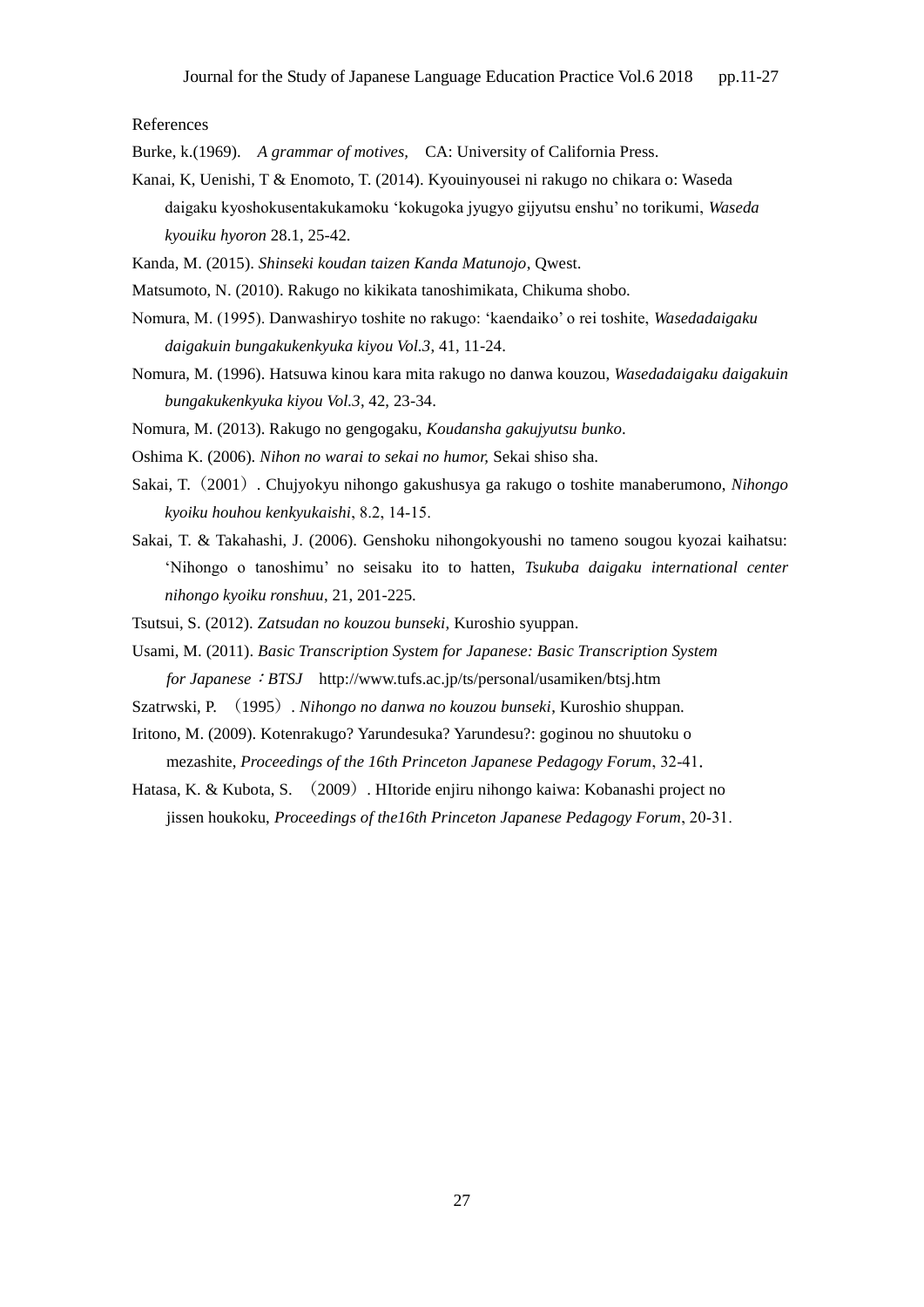References

Burke, k.(1969). *A grammar of motives,* CA: University of California Press.

Kanai, K, Uenishi, T & Enomoto, T. (2014). Kyouinyousei ni rakugo no chikara o: Waseda daigaku kyoshokusentakukamoku 'kokugoka jyugyo gijyutsu enshu' no torikumi, *Waseda kyouiku hyoron* 28.1, 25-42.

Kanda, M. (2015). *Shinseki koudan taizen Kanda Matunojo*, Qwest.

Matsumoto, N. (2010). Rakugo no kikikata tanoshimikata, Chikuma shobo.

Nomura, M. (1995). Danwashiryo toshite no rakugo: 'kaendaiko' o rei toshite, *Wasedadaigaku daigakuin bungakukenkyuka kiyou Vol.3*, 41, 11-24.

Nomura, M. (1996). Hatsuwa kinou kara mita rakugo no danwa kouzou, *Wasedadaigaku daigakuin bungakukenkyuka kiyou Vol.3*, 42, 23-34.

Nomura, M. (2013). Rakugo no gengogaku, *Koudansha gakujyutsu bunko*.

Oshima K. (2006). *Nihon no warai to sekai no humor,* Sekai shiso sha.

Sakai, T.（2001）. Chujyokyu nihongo gakushusya ga rakugo o toshite manaberumono, *Nihongo kyoiku houhou kenkyukaishi*, 8.2, 14-15.

Sakai, T. & Takahashi, J. (2006). Genshoku nihongokyoushi no tameno sougou kyozai kaihatsu: 'Nihongo o tanoshimu' no seisaku ito to hatten, *Tsukuba daigaku international center nihongo kyoiku ronshuu*, 21, 201-225.

Tsutsui, S. (2012). *Zatsudan no kouzou bunseki*, Kuroshio syuppan.

Usami, M. (2011). *Basic Transcription System for Japanese: Basic Transcription System for Japanese：BTSJ* http://www.tufs.ac.jp/ts/personal/usamiken/btsj.htm

Szatrwski, P. （1995）. *Nihongo no danwa no kouzou bunseki*, Kuroshio shuppan.

Iritono, M. (2009). Kotenrakugo? Yarundesuka? Yarundesu?: goginou no shuutoku o mezashite, *Proceedings of the 16th Princeton Japanese Pedagogy Forum*, 32-41.

Hatasa, K. & Kubota, S. （2009）. HItoride enjiru nihongo kaiwa: Kobanashi project no jissen houkoku, *Proceedings of the16th Princeton Japanese Pedagogy Forum*, 20-31.